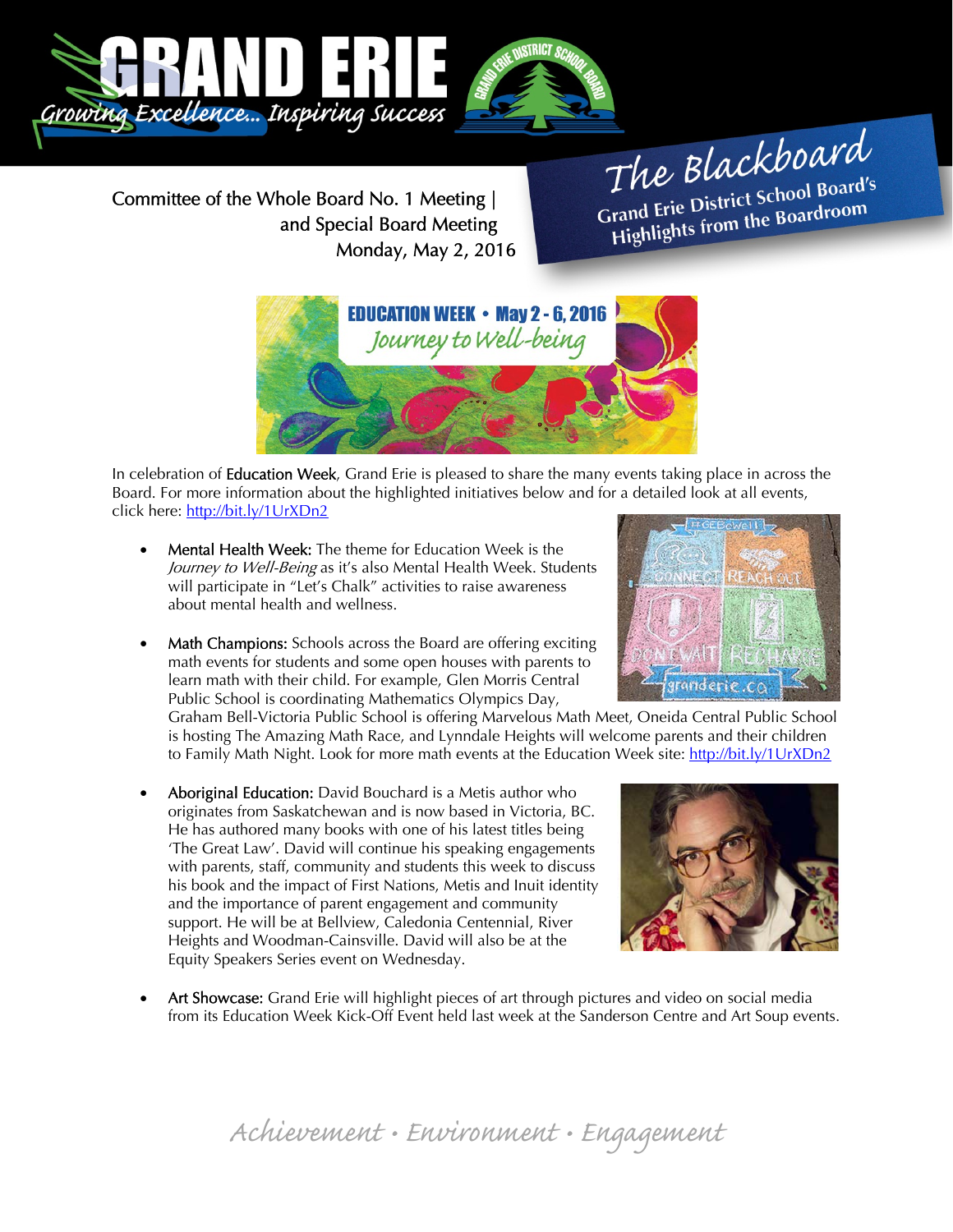# The Blackboard

Grand Erie District School Board's Highlights from the Boardroom

Committee of the Whole Board No. 1 Meeting | and Special Board Meeting
Monday, May 2, 2016

EDUCATION WEEK • May 2 - 6, 2016
*Journey to Well-being*

In celebration of **Education Week**, Grand Erie is pleased to share the many events taking place in across the Board. For more information about the highlighted initiatives below and for a detailed look at all events, click here: http://bit.ly/1UrXDn2

- **Mental Health Week:** The theme for Education Week is the *Journey to Well-Being* as it's also Mental Health Week. Students will participate in "Let's Chalk" activities to raise awareness about mental health and wellness.

- **Math Champions:** Schools across the Board are offering exciting math events for students and some open houses with parents to learn math with their child. For example, Glen Morris Central Public School is coordinating Mathematics Olympics Day, Graham Bell-Victoria Public School is offering Marvelous Math Meet, Oneida Central Public School is hosting The Amazing Math Race, and Lynndale Heights will welcome parents and their children to Family Math Night. Look for more math events at the Education Week site: http://bit.ly/1UrXDn2

- **Aboriginal Education:** David Bouchard is a Metis author who originates from Saskatchewan and is now based in Victoria, BC. He has authored many books with one of his latest titles being 'The Great Law'. David will continue his speaking engagements with parents, staff, community and students this week to discuss his book and the impact of First Nations, Metis and Inuit identity and the importance of parent engagement and community support. He will be at Bellview, Caledonia Centennial, River Heights and Woodman-Cainsville. David will also be at the Equity Speakers Series event on Wednesday.

- **Art Showcase:** Grand Erie will highlight pieces of art through pictures and video on social media from its Education Week Kick-Off Event held last week at the Sanderson Centre and Art Soup events.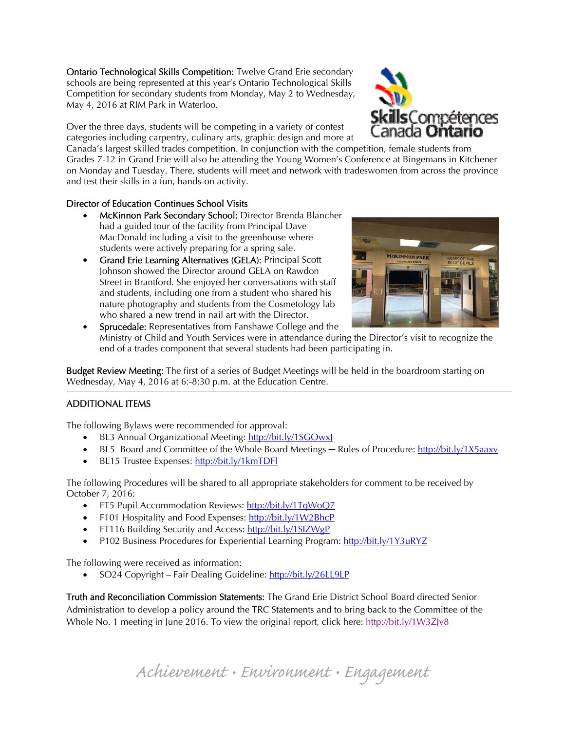**Ontario Technological Skills Competition:** Twelve Grand Erie secondary schools are being represented at this year's Ontario Technological Skills Competition for secondary students from Monday, May 2 to Wednesday, May 4, 2016 at RIM Park in Waterloo.

Over the three days, students will be competing in a variety of contest categories including carpentry, culinary arts, graphic design and more at Canada's largest skilled trades competition. In conjunction with the competition, female students from Grades 7-12 in Grand Erie will also be attending the Young Women's Conference at Bingemans in Kitchener on Monday and Tuesday. There, students will meet and network with tradeswomen from across the province and test their skills in a fun, hands-on activity.

**Director of Education Continues School Visits**

- **McKinnon Park Secondary School:** Director Brenda Blancher had a guided tour of the facility from Principal Dave MacDonald including a visit to the greenhouse where students were actively preparing for a spring sale.
- **Grand Erie Learning Alternatives (GELA):** Principal Scott Johnson showed the Director around GELA on Rawdon Street in Brantford. She enjoyed her conversations with staff and students, including one from a student who shared his nature photography and students from the Cosmetology lab who shared a new trend in nail art with the Director.
- **Sprucedale:** Representatives from Fanshawe College and the Ministry of Child and Youth Services were in attendance during the Director's visit to recognize the end of a trades component that several students had been participating in.

**Budget Review Meeting:** The first of a series of Budget Meetings will be held in the boardroom starting on Wednesday, May 4, 2016 at 6:-8:30 p.m. at the Education Centre.

---

## ADDITIONAL ITEMS

The following Bylaws were recommended for approval:

- BL3 Annual Organizational Meeting: http://bit.ly/1SGOwxJ
- BL5 Board and Committee of the Whole Board Meetings – Rules of Procedure: http://bit.ly/1X5aaxv
- BL15 Trustee Expenses: http://bit.ly/1kmTDFl

The following Procedures will be shared to all appropriate stakeholders for comment to be received by October 7, 2016:

- FT5 Pupil Accommodation Reviews: http://bit.ly/1TqWoQ7
- F101 Hospitality and Food Expenses: http://bit.ly/1W2BhcP
- FT116 Building Security and Access: http://bit.ly/1SIZWgP
- P102 Business Procedures for Experiential Learning Program: http://bit.ly/1Y3uRYZ

The following were received as information:

- SO24 Copyright – Fair Dealing Guideline: http://bit.ly/26LL9LP

**Truth and Reconciliation Commission Statements:** The Grand Erie District School Board directed Senior Administration to develop a policy around the TRC Statements and to bring back to the Committee of the Whole No. 1 meeting in June 2016. To view the original report, click here: http://bit.ly/1W3ZJv8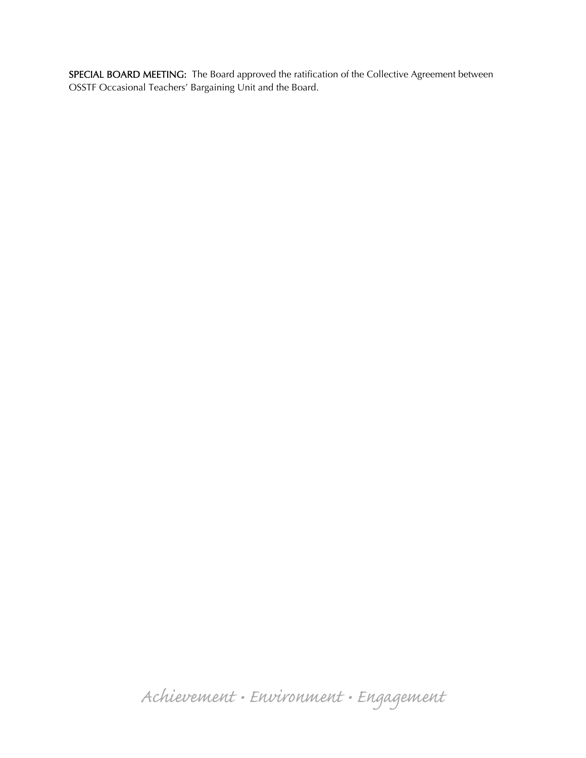**SPECIAL BOARD MEETING:** The Board approved the ratification of the Collective Agreement between OSSTF Occasional Teachers' Bargaining Unit and the Board.